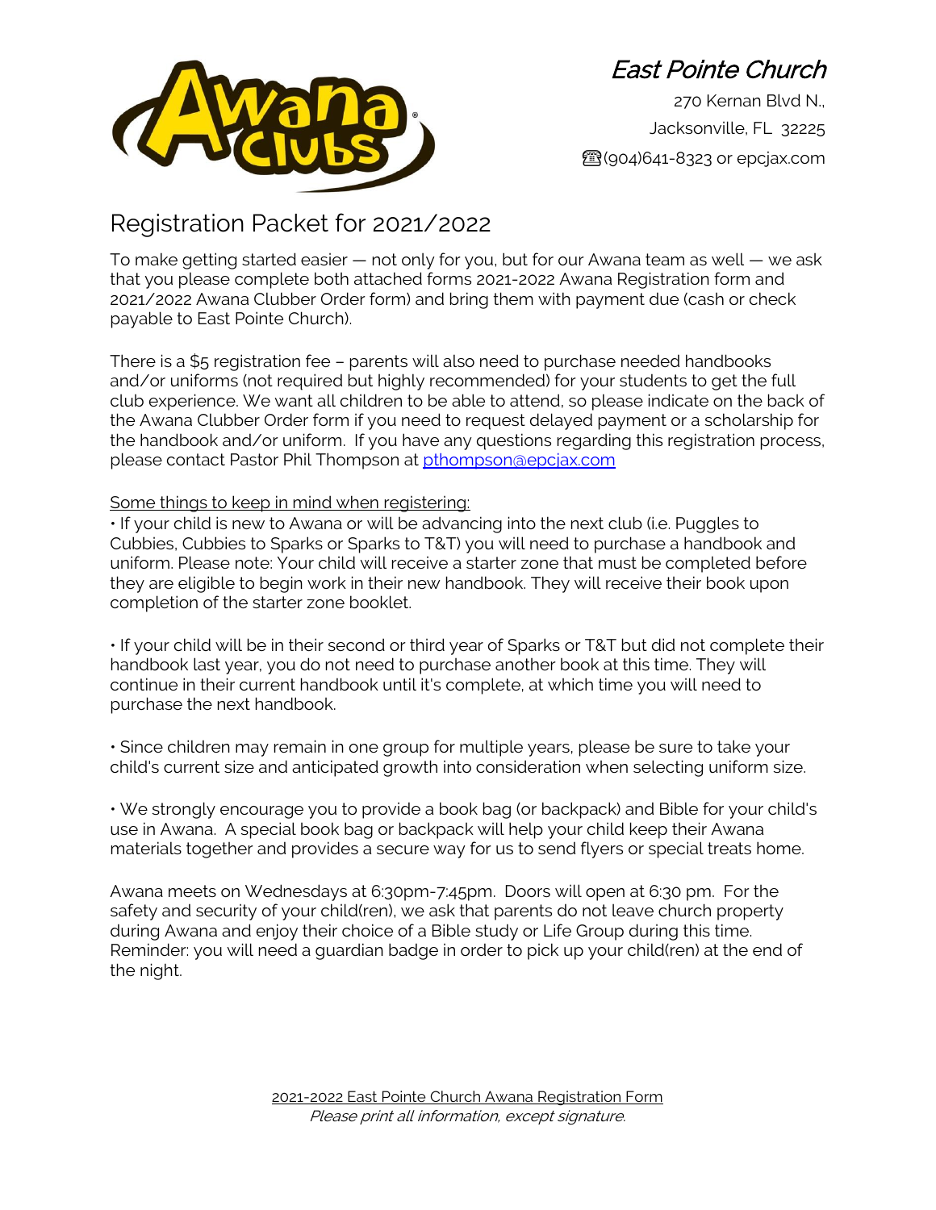**East Pointe Church**

270 Kernan Blvd N.,
Jacksonville, FL 32225
☎(904)641-8323 or epcjax.com

# Registration Packet for 2021/2022

To make getting started easier — not only for you, but for our Awana team as well — we ask that you please complete both attached forms 2021-2022 Awana Registration form and 2021/2022 Awana Clubber Order form) and bring them with payment due (cash or check payable to East Pointe Church).

There is a $5 registration fee – parents will also need to purchase needed handbooks and/or uniforms (not required but highly recommended) for your students to get the full club experience. We want all children to be able to attend, so please indicate on the back of the Awana Clubber Order form if you need to request delayed payment or a scholarship for the handbook and/or uniform. If you have any questions regarding this registration process, please contact Pastor Phil Thompson at pthompson@epcjax.com

Some things to keep in mind when registering:

• If your child is new to Awana or will be advancing into the next club (i.e. Puggles to Cubbies, Cubbies to Sparks or Sparks to T&T) you will need to purchase a handbook and uniform. Please note: Your child will receive a starter zone that must be completed before they are eligible to begin work in their new handbook. They will receive their book upon completion of the starter zone booklet.

• If your child will be in their second or third year of Sparks or T&T but did not complete their handbook last year, you do not need to purchase another book at this time. They will continue in their current handbook until it's complete, at which time you will need to purchase the next handbook.

• Since children may remain in one group for multiple years, please be sure to take your child's current size and anticipated growth into consideration when selecting uniform size.

• We strongly encourage you to provide a book bag (or backpack) and Bible for your child's use in Awana. A special book bag or backpack will help your child keep their Awana materials together and provides a secure way for us to send flyers or special treats home.

Awana meets on Wednesdays at 6:30pm-7:45pm. Doors will open at 6:30 pm. For the safety and security of your child(ren), we ask that parents do not leave church property during Awana and enjoy their choice of a Bible study or Life Group during this time. Reminder: you will need a guardian badge in order to pick up your child(ren) at the end of the night.

2021-2022 East Pointe Church Awana Registration Form

*Please print all information, except signature.*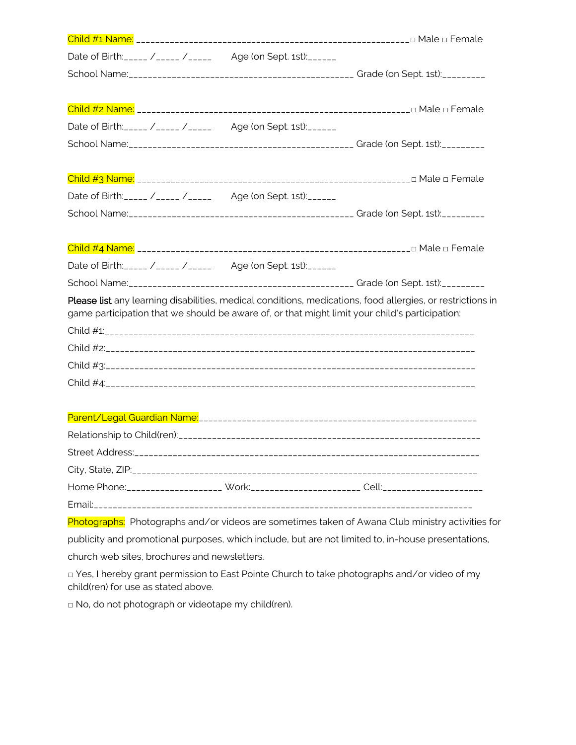Child #1 Name: ______________________________________________________ □ Male □ Female

Date of Birth:_____ /_____ /_____ Age (on Sept. 1st):______

School Name:____________________________________________ Grade (on Sept. 1st):_________

Child #2 Name: ______________________________________________________ □ Male □ Female

Date of Birth:_____ /_____ /_____ Age (on Sept. 1st):______

School Name:____________________________________________ Grade (on Sept. 1st):_________

Child #3 Name: ______________________________________________________ □ Male □ Female

Date of Birth:_____ /_____ /_____ Age (on Sept. 1st):______

School Name:____________________________________________ Grade (on Sept. 1st):_________

Child #4 Name: ______________________________________________________ □ Male □ Female

Date of Birth:_____ /_____ /_____ Age (on Sept. 1st):______

School Name:____________________________________________ Grade (on Sept. 1st):_________

Please list any learning disabilities, medical conditions, medications, food allergies, or restrictions in game participation that we should be aware of, or that might limit your child's participation:

Child #1:__________________________________________________________________________

Child #2:__________________________________________________________________________

Child #3:__________________________________________________________________________

Child #4:__________________________________________________________________________

Parent/Legal Guardian Name:_______________________________________________________

Relationship to Child(ren):__________________________________________________________

Street Address:_______________________________________________________________________

City, State, ZIP:_______________________________________________________________________

Home Phone:___________________ Work:______________________ Cell:____________________

Email:_____________________________________________________________________________

Photographs: Photographs and/or videos are sometimes taken of Awana Club ministry activities for publicity and promotional purposes, which include, but are not limited to, in-house presentations, church web sites, brochures and newsletters.

□ Yes, I hereby grant permission to East Pointe Church to take photographs and/or video of my child(ren) for use as stated above.

□ No, do not photograph or videotape my child(ren).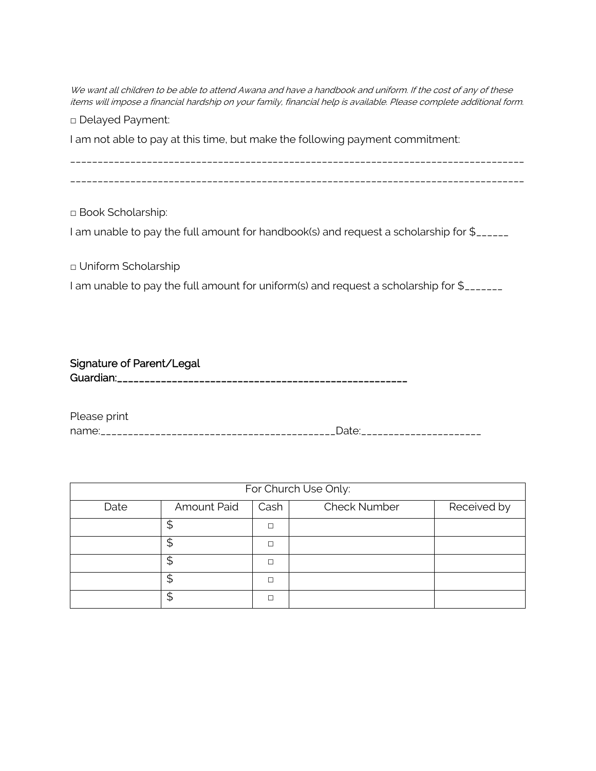*We want all children to be able to attend Awana and have a handbook and uniform. If the cost of any of these items will impose a financial hardship on your family, financial help is available. Please complete additional form.*

□ Delayed Payment:

I am not able to pay at this time, but make the following payment commitment:

\_\_\_\_\_\_\_\_\_\_\_\_\_\_\_\_\_\_\_\_\_\_\_\_\_\_\_\_\_\_\_\_\_\_\_\_\_\_\_\_\_\_\_\_\_\_\_\_\_\_\_\_\_\_\_\_\_\_\_\_\_\_\_\_\_\_\_\_\_\_\_\_\_\_\_\_\_\_\_\_

\_\_\_\_\_\_\_\_\_\_\_\_\_\_\_\_\_\_\_\_\_\_\_\_\_\_\_\_\_\_\_\_\_\_\_\_\_\_\_\_\_\_\_\_\_\_\_\_\_\_\_\_\_\_\_\_\_\_\_\_\_\_\_\_\_\_\_\_\_\_\_\_\_\_\_\_\_\_\_\_

□ Book Scholarship:

I am unable to pay the full amount for handbook(s) and request a scholarship for $\_\_\_\_\_\_

□ Uniform Scholarship

I am unable to pay the full amount for uniform(s) and request a scholarship for $\_\_\_\_\_\_\_

Signature of Parent/Legal Guardian:\_\_\_\_\_\_\_\_\_\_\_\_\_\_\_\_\_\_\_\_\_\_\_\_\_\_\_\_\_\_\_\_\_\_\_\_\_\_\_\_\_\_\_\_\_\_\_\_\_\_\_\_

Please print name:\_\_\_\_\_\_\_\_\_\_\_\_\_\_\_\_\_\_\_\_\_\_\_\_\_\_\_\_\_\_\_\_\_\_\_\_\_\_\_\_\_\_Date:\_\_\_\_\_\_\_\_\_\_\_\_\_\_\_\_\_\_\_\_\_\_

| For Church Use Only: | | | | |
|---|---|---|---|---|
| Date | Amount Paid | Cash | Check Number | Received by |
| | $ | □ | | |
| | $ | □ | | |
| | $ | □ | | |
| | $ | □ | | |
| | $ | □ | | |